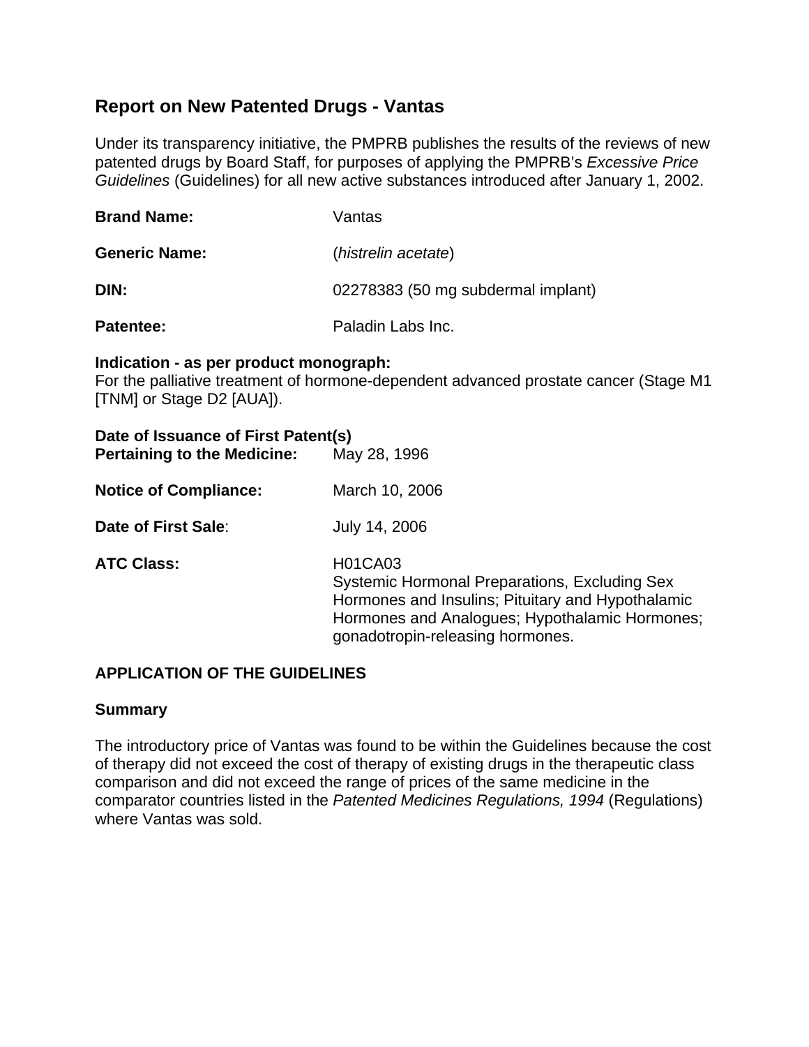# Report on New Patented Drugs - Vantas

Under its transparency initiative, the PMPRB publishes the results of the reviews of new patented drugs by Board Staff, for purposes of applying the PMPRB's *Excessive Price Guidelines* (Guidelines) for all new active substances introduced after January 1, 2002.

**Brand Name:** Vantas

**Generic Name:** (*histrelin acetate*)

**DIN:** 02278383 (50 mg subdermal implant)

**Patentee:** Paladin Labs Inc.

**Indication - as per product monograph:**
For the palliative treatment of hormone-dependent advanced prostate cancer (Stage M1 [TNM] or Stage D2 [AUA]).

**Date of Issuance of First Patent(s) Pertaining to the Medicine:** May 28, 1996

**Notice of Compliance:** March 10, 2006

**Date of First Sale**: July 14, 2006

**ATC Class:** H01CA03
Systemic Hormonal Preparations, Excluding Sex Hormones and Insulins; Pituitary and Hypothalamic Hormones and Analogues; Hypothalamic Hormones; gonadotropin-releasing hormones.

## APPLICATION OF THE GUIDELINES

### Summary

The introductory price of Vantas was found to be within the Guidelines because the cost of therapy did not exceed the cost of therapy of existing drugs in the therapeutic class comparison and did not exceed the range of prices of the same medicine in the comparator countries listed in the *Patented Medicines Regulations, 1994* (Regulations) where Vantas was sold.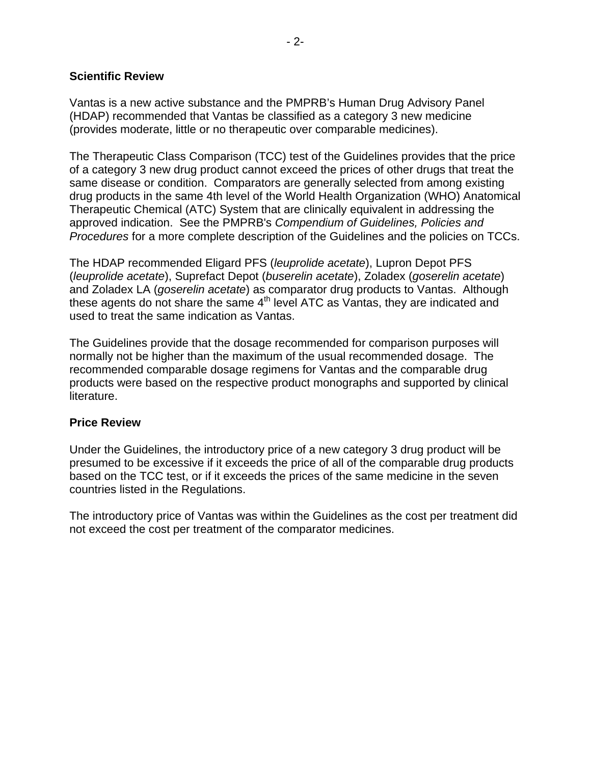## Scientific Review

Vantas is a new active substance and the PMPRB's Human Drug Advisory Panel (HDAP) recommended that Vantas be classified as a category 3 new medicine (provides moderate, little or no therapeutic over comparable medicines).

The Therapeutic Class Comparison (TCC) test of the Guidelines provides that the price of a category 3 new drug product cannot exceed the prices of other drugs that treat the same disease or condition. Comparators are generally selected from among existing drug products in the same 4th level of the World Health Organization (WHO) Anatomical Therapeutic Chemical (ATC) System that are clinically equivalent in addressing the approved indication. See the PMPRB's *Compendium of Guidelines, Policies and Procedures* for a more complete description of the Guidelines and the policies on TCCs.

The HDAP recommended Eligard PFS (*leuprolide acetate*), Lupron Depot PFS (*leuprolide acetate*), Suprefact Depot (*buserelin acetate*), Zoladex (*goserelin acetate*) and Zoladex LA (*goserelin acetate*) as comparator drug products to Vantas. Although these agents do not share the same 4th level ATC as Vantas, they are indicated and used to treat the same indication as Vantas.

The Guidelines provide that the dosage recommended for comparison purposes will normally not be higher than the maximum of the usual recommended dosage. The recommended comparable dosage regimens for Vantas and the comparable drug products were based on the respective product monographs and supported by clinical literature.

## Price Review

Under the Guidelines, the introductory price of a new category 3 drug product will be presumed to be excessive if it exceeds the price of all of the comparable drug products based on the TCC test, or if it exceeds the prices of the same medicine in the seven countries listed in the Regulations.

The introductory price of Vantas was within the Guidelines as the cost per treatment did not exceed the cost per treatment of the comparator medicines.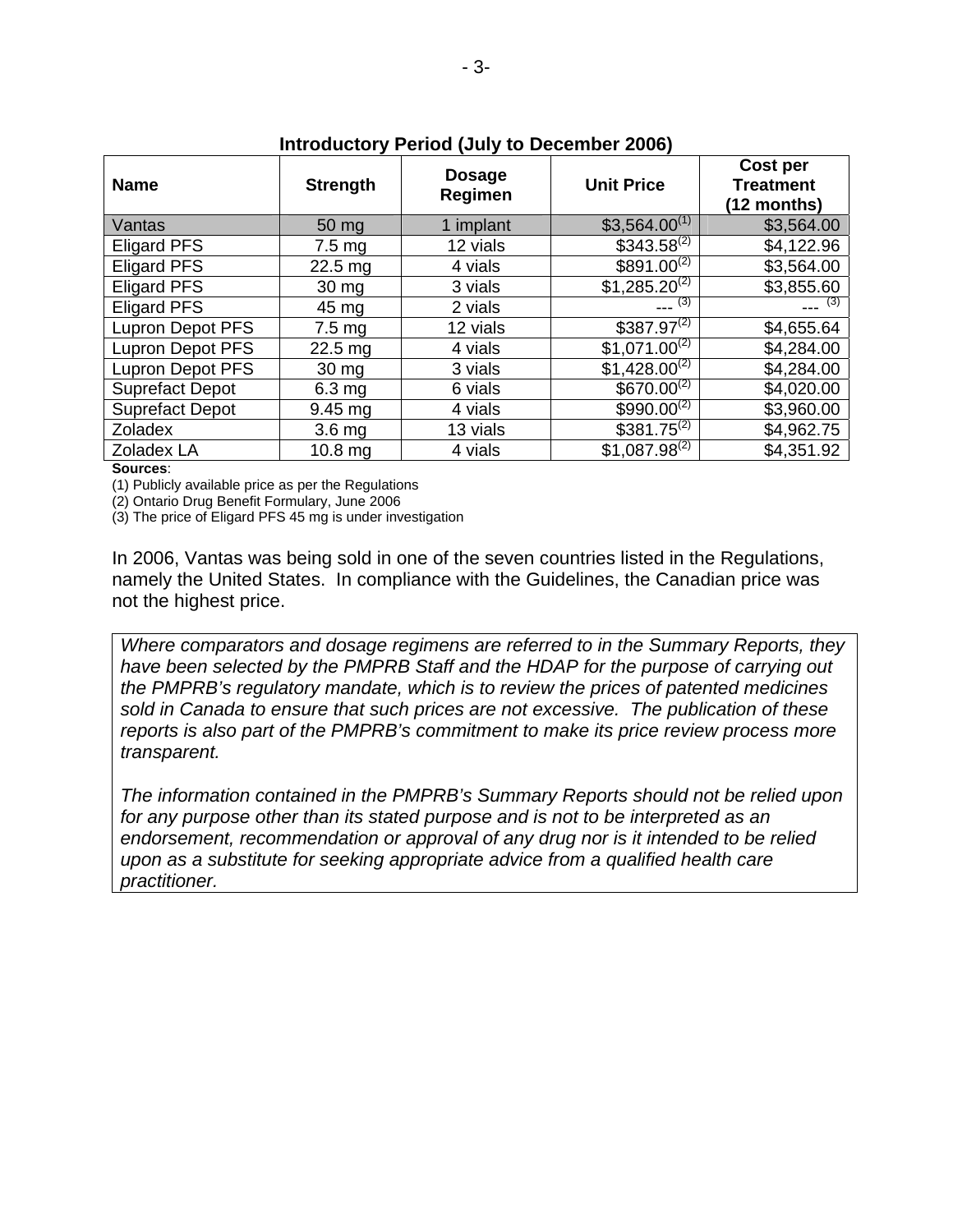**Introductory Period (July to December 2006)**

| Name | Strength | Dosage Regimen | Unit Price | Cost per Treatment (12 months) |
|---|---|---|---|---|
| Vantas | 50 mg | 1 implant | $3,564.00[1] | $3,564.00 |
| Eligard PFS | 7.5 mg | 12 vials | $343.58[2] | $4,122.96 |
| Eligard PFS | 22.5 mg | 4 vials | $891.00[2] | $3,564.00 |
| Eligard PFS | 30 mg | 3 vials | $1,285.20[2] | $3,855.60 |
| Eligard PFS | 45 mg | 2 vials | --- [3] | --- [3] |
| Lupron Depot PFS | 7.5 mg | 12 vials | $387.97[2] | $4,655.64 |
| Lupron Depot PFS | 22.5 mg | 4 vials | $1,071.00[2] | $4,284.00 |
| Lupron Depot PFS | 30 mg | 3 vials | $1,428.00[2] | $4,284.00 |
| Suprefact Depot | 6.3 mg | 6 vials | $670.00[2] | $4,020.00 |
| Suprefact Depot | 9.45 mg | 4 vials | $990.00[2] | $3,960.00 |
| Zoladex | 3.6 mg | 13 vials | $381.75[2] | $4,962.75 |
| Zoladex LA | 10.8 mg | 4 vials | $1,087.98[2] | $4,351.92 |

**Sources**:

(1) Publicly available price as per the Regulations

(2) Ontario Drug Benefit Formulary, June 2006

(3) The price of Eligard PFS 45 mg is under investigation

In 2006, Vantas was being sold in one of the seven countries listed in the Regulations, namely the United States. In compliance with the Guidelines, the Canadian price was not the highest price.

*Where comparators and dosage regimens are referred to in the Summary Reports, they have been selected by the PMPRB Staff and the HDAP for the purpose of carrying out the PMPRB's regulatory mandate, which is to review the prices of patented medicines sold in Canada to ensure that such prices are not excessive. The publication of these reports is also part of the PMPRB's commitment to make its price review process more transparent.*

*The information contained in the PMPRB's Summary Reports should not be relied upon for any purpose other than its stated purpose and is not to be interpreted as an endorsement, recommendation or approval of any drug nor is it intended to be relied upon as a substitute for seeking appropriate advice from a qualified health care practitioner.*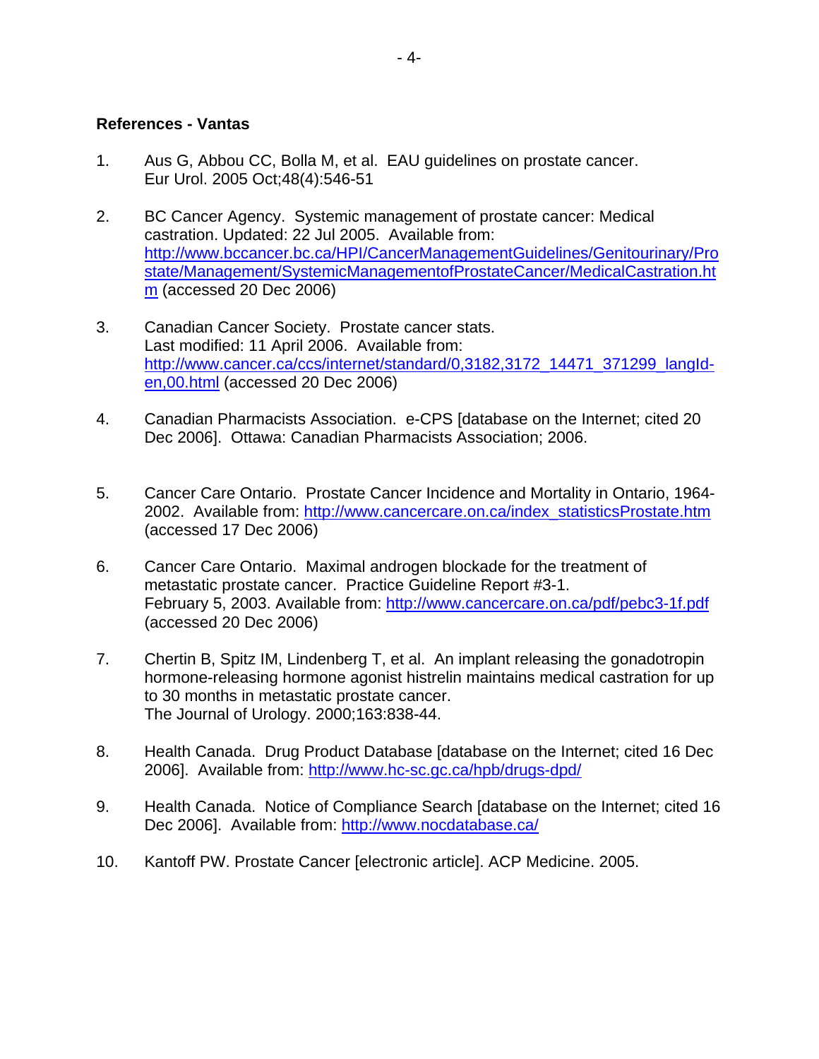**References - Vantas**

1. Aus G, Abbou CC, Bolla M, et al. EAU guidelines on prostate cancer. Eur Urol. 2005 Oct;48(4):546-51

2. BC Cancer Agency. Systemic management of prostate cancer: Medical castration. Updated: 22 Jul 2005. Available from: http://www.bccancer.bc.ca/HPI/CancerManagementGuidelines/Genitourinary/Prostate/Management/SystemicManagementofProstateCancer/MedicalCastration.htm (accessed 20 Dec 2006)

3. Canadian Cancer Society. Prostate cancer stats. Last modified: 11 April 2006. Available from: http://www.cancer.ca/ccs/internet/standard/0,3182,3172_14471_371299_langId-en,00.html (accessed 20 Dec 2006)

4. Canadian Pharmacists Association. e-CPS [database on the Internet; cited 20 Dec 2006]. Ottawa: Canadian Pharmacists Association; 2006.

5. Cancer Care Ontario. Prostate Cancer Incidence and Mortality in Ontario, 1964-2002. Available from: http://www.cancercare.on.ca/index_statisticsProstate.htm (accessed 17 Dec 2006)

6. Cancer Care Ontario. Maximal androgen blockade for the treatment of metastatic prostate cancer. Practice Guideline Report #3-1. February 5, 2003. Available from: http://www.cancercare.on.ca/pdf/pebc3-1f.pdf (accessed 20 Dec 2006)

7. Chertin B, Spitz IM, Lindenberg T, et al. An implant releasing the gonadotropin hormone-releasing hormone agonist histrelin maintains medical castration for up to 30 months in metastatic prostate cancer. The Journal of Urology. 2000;163:838-44.

8. Health Canada. Drug Product Database [database on the Internet; cited 16 Dec 2006]. Available from: http://www.hc-sc.gc.ca/hpb/drugs-dpd/

9. Health Canada. Notice of Compliance Search [database on the Internet; cited 16 Dec 2006]. Available from: http://www.nocdatabase.ca/

10. Kantoff PW. Prostate Cancer [electronic article]. ACP Medicine. 2005.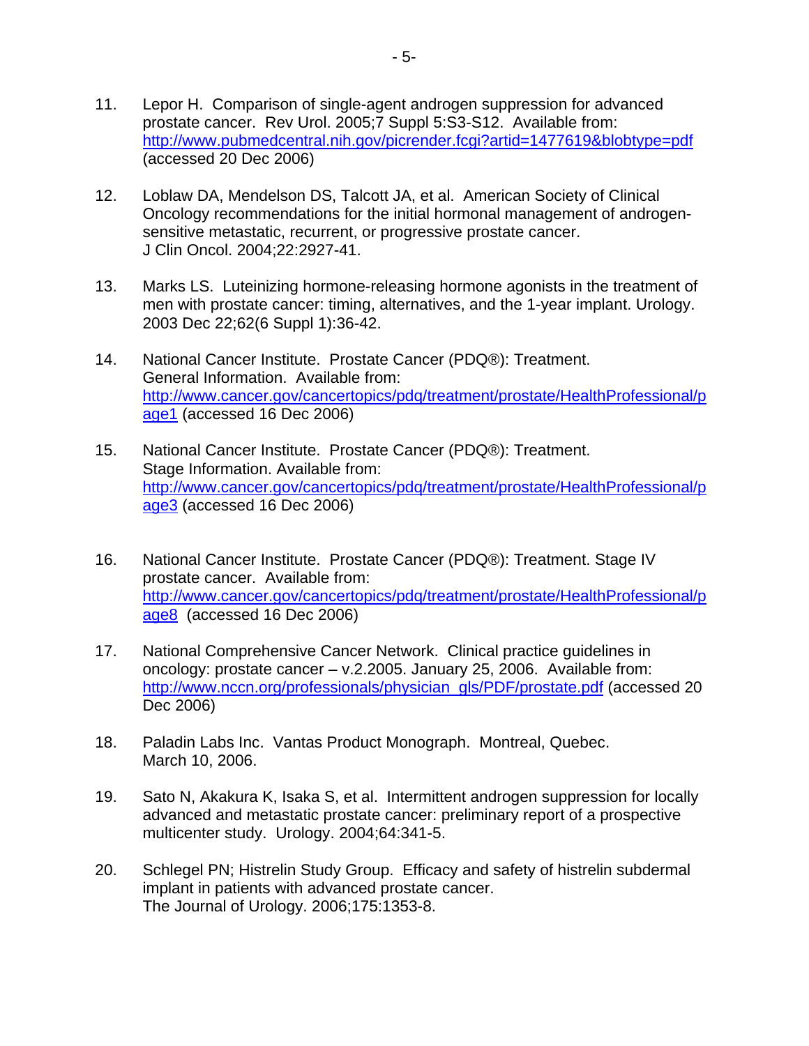11. Lepor H. Comparison of single-agent androgen suppression for advanced prostate cancer. Rev Urol. 2005;7 Suppl 5:S3-S12. Available from: http://www.pubmedcentral.nih.gov/picrender.fcgi?artid=1477619&blobtype=pdf (accessed 20 Dec 2006)

12. Loblaw DA, Mendelson DS, Talcott JA, et al. American Society of Clinical Oncology recommendations for the initial hormonal management of androgen-sensitive metastatic, recurrent, or progressive prostate cancer. J Clin Oncol. 2004;22:2927-41.

13. Marks LS. Luteinizing hormone-releasing hormone agonists in the treatment of men with prostate cancer: timing, alternatives, and the 1-year implant. Urology. 2003 Dec 22;62(6 Suppl 1):36-42.

14. National Cancer Institute. Prostate Cancer (PDQ®): Treatment. General Information. Available from: http://www.cancer.gov/cancertopics/pdq/treatment/prostate/HealthProfessional/page1 (accessed 16 Dec 2006)

15. National Cancer Institute. Prostate Cancer (PDQ®): Treatment. Stage Information. Available from: http://www.cancer.gov/cancertopics/pdq/treatment/prostate/HealthProfessional/page3 (accessed 16 Dec 2006)

16. National Cancer Institute. Prostate Cancer (PDQ®): Treatment. Stage IV prostate cancer. Available from: http://www.cancer.gov/cancertopics/pdq/treatment/prostate/HealthProfessional/page8 (accessed 16 Dec 2006)

17. National Comprehensive Cancer Network. Clinical practice guidelines in oncology: prostate cancer – v.2.2005. January 25, 2006. Available from: http://www.nccn.org/professionals/physician_gls/PDF/prostate.pdf (accessed 20 Dec 2006)

18. Paladin Labs Inc. Vantas Product Monograph. Montreal, Quebec. March 10, 2006.

19. Sato N, Akakura K, Isaka S, et al. Intermittent androgen suppression for locally advanced and metastatic prostate cancer: preliminary report of a prospective multicenter study. Urology. 2004;64:341-5.

20. Schlegel PN; Histrelin Study Group. Efficacy and safety of histrelin subdermal implant in patients with advanced prostate cancer. The Journal of Urology. 2006;175:1353-8.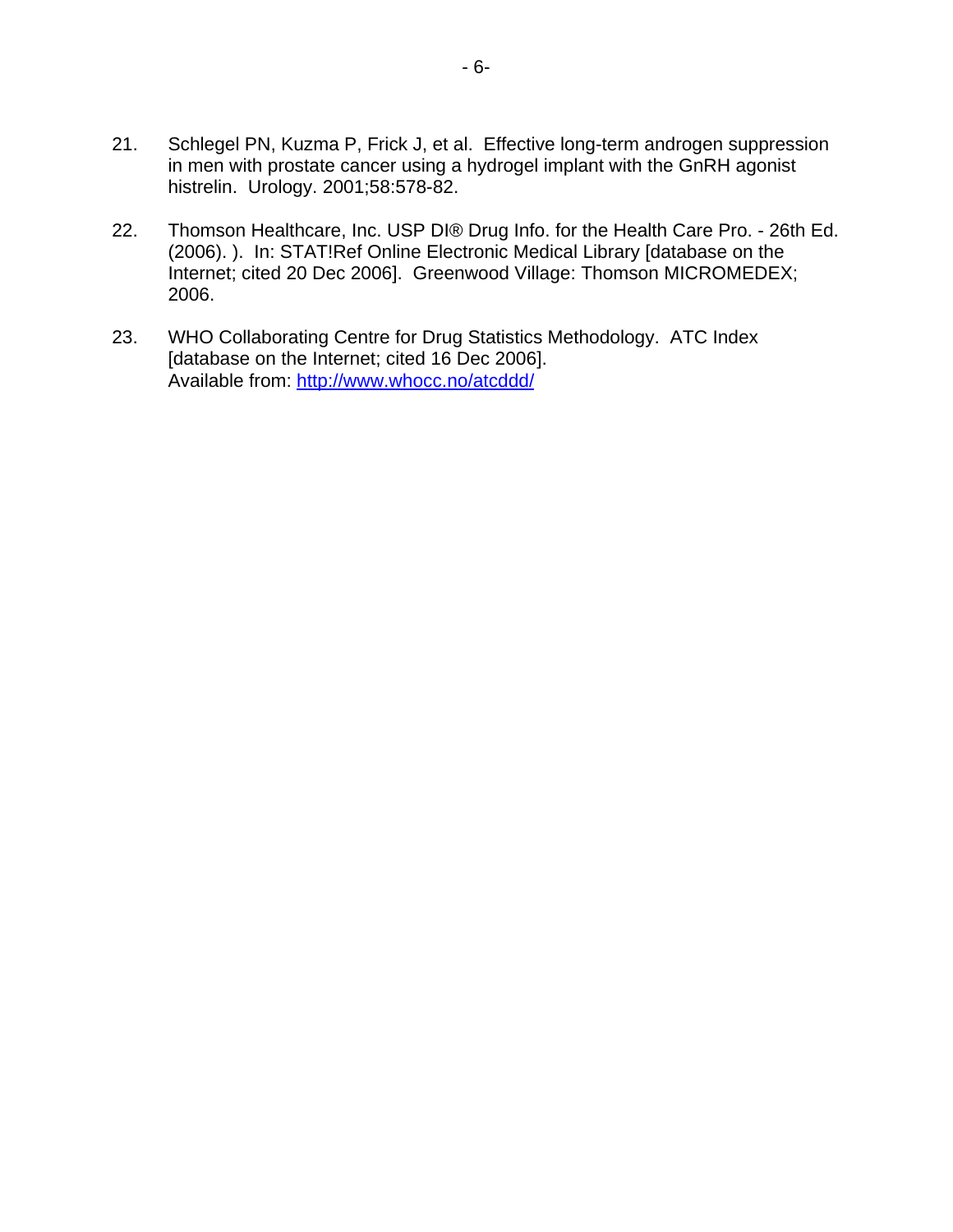21. Schlegel PN, Kuzma P, Frick J, et al. Effective long-term androgen suppression in men with prostate cancer using a hydrogel implant with the GnRH agonist histrelin. Urology. 2001;58:578-82.

22. Thomson Healthcare, Inc. USP DI® Drug Info. for the Health Care Pro. - 26th Ed. (2006). ). In: STAT!Ref Online Electronic Medical Library [database on the Internet; cited 20 Dec 2006]. Greenwood Village: Thomson MICROMEDEX; 2006.

23. WHO Collaborating Centre for Drug Statistics Methodology. ATC Index [database on the Internet; cited 16 Dec 2006]. Available from: http://www.whocc.no/atcddd/